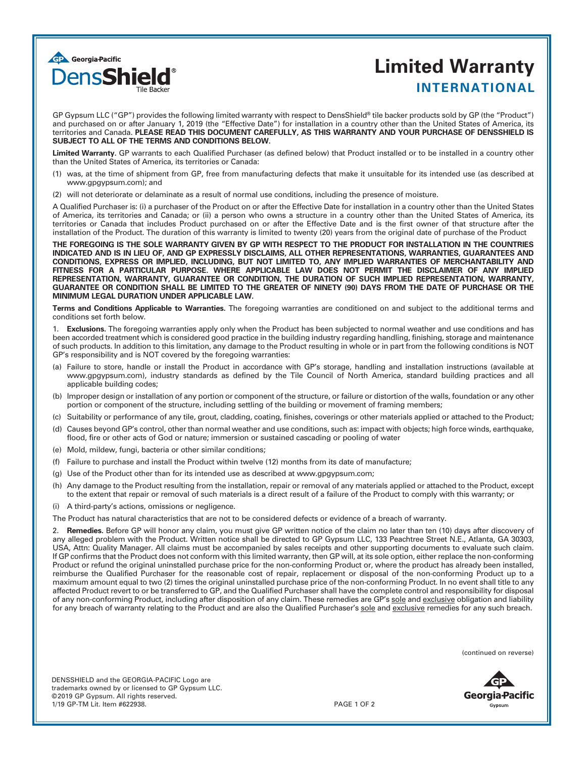Georgia-Pacific

DensShield® Tile Backer

# Limited Warranty

## INTERNATIONAL

GP Gypsum LLC ("GP") provides the following limited warranty with respect to DensShield® tile backer products sold by GP (the "Product") and purchased on or after January 1, 2019 (the "Effective Date") for installation in a country other than the United States of America, its territories and Canada. **PLEASE READ THIS DOCUMENT CAREFULLY, AS THIS WARRANTY AND YOUR PURCHASE OF DENSSHIELD IS SUBJECT TO ALL OF THE TERMS AND CONDITIONS BELOW.**

**Limited Warranty.** GP warrants to each Qualified Purchaser (as defined below) that Product installed or to be installed in a country other than the United States of America, its territories or Canada:

(1) was, at the time of shipment from GP, free from manufacturing defects that make it unsuitable for its intended use (as described at www.gpgypsum.com); and

(2) will not deteriorate or delaminate as a result of normal use conditions, including the presence of moisture.

A Qualified Purchaser is: (i) a purchaser of the Product on or after the Effective Date for installation in a country other than the United States of America, its territories and Canada; or (ii) a person who owns a structure in a country other than the United States of America, its territories or Canada that includes Product purchased on or after the Effective Date and is the first owner of that structure after the installation of the Product. The duration of this warranty is limited to twenty (20) years from the original date of purchase of the Product

**THE FOREGOING IS THE SOLE WARRANTY GIVEN BY GP WITH RESPECT TO THE PRODUCT FOR INSTALLATION IN THE COUNTRIES INDICATED AND IS IN LIEU OF, AND GP EXPRESSLY DISCLAIMS, ALL OTHER REPRESENTATIONS, WARRANTIES, GUARANTEES AND CONDITIONS, EXPRESS OR IMPLIED, INCLUDING, BUT NOT LIMITED TO, ANY IMPLIED WARRANTIES OF MERCHANTABILITY AND FITNESS FOR A PARTICULAR PURPOSE. WHERE APPLICABLE LAW DOES NOT PERMIT THE DISCLAIMER OF ANY IMPLIED REPRESENTATION, WARRANTY, GUARANTEE OR CONDITION, THE DURATION OF SUCH IMPLIED REPRESENTATION, WARRANTY, GUARANTEE OR CONDITION SHALL BE LIMITED TO THE GREATER OF NINETY (90) DAYS FROM THE DATE OF PURCHASE OR THE MINIMUM LEGAL DURATION UNDER APPLICABLE LAW.**

**Terms and Conditions Applicable to Warranties.** The foregoing warranties are conditioned on and subject to the additional terms and conditions set forth below.

1. **Exclusions.** The foregoing warranties apply only when the Product has been subjected to normal weather and use conditions and has been accorded treatment which is considered good practice in the building industry regarding handling, finishing, storage and maintenance of such products. In addition to this limitation, any damage to the Product resulting in whole or in part from the following conditions is NOT GP's responsibility and is NOT covered by the foregoing warranties:

(a) Failure to store, handle or install the Product in accordance with GP's storage, handling and installation instructions (available at www.gpgypsum.com), industry standards as defined by the Tile Council of North America, standard building practices and all applicable building codes;

(b) Improper design or installation of any portion or component of the structure, or failure or distortion of the walls, foundation or any other portion or component of the structure, including settling of the building or movement of framing members;

(c) Suitability or performance of any tile, grout, cladding, coating, finishes, coverings or other materials applied or attached to the Product;

(d) Causes beyond GP's control, other than normal weather and use conditions, such as: impact with objects; high force winds, earthquake, flood, fire or other acts of God or nature; immersion or sustained cascading or pooling of water

(e) Mold, mildew, fungi, bacteria or other similar conditions;

(f) Failure to purchase and install the Product within twelve (12) months from its date of manufacture;

(g) Use of the Product other than for its intended use as described at www.gpgypsum.com;

(h) Any damage to the Product resulting from the installation, repair or removal of any materials applied or attached to the Product, except to the extent that repair or removal of such materials is a direct result of a failure of the Product to comply with this warranty; or

(i) A third-party's actions, omissions or negligence.

The Product has natural characteristics that are not to be considered defects or evidence of a breach of warranty.

2. **Remedies.** Before GP will honor any claim, you must give GP written notice of the claim no later than ten (10) days after discovery of any alleged problem with the Product. Written notice shall be directed to GP Gypsum LLC, 133 Peachtree Street N.E., Atlanta, GA 30303, USA, Attn: Quality Manager. All claims must be accompanied by sales receipts and other supporting documents to evaluate such claim. If GP confirms that the Product does not conform with this limited warranty, then GP will, at its sole option, either replace the non-conforming Product or refund the original uninstalled purchase price for the non-conforming Product or, where the product has already been installed, reimburse the Qualified Purchaser for the reasonable cost of repair, replacement or disposal of the non-conforming Product up to a maximum amount equal to two (2) times the original uninstalled purchase price of the non-conforming Product. In no event shall title to any affected Product revert to or be transferred to GP, and the Qualified Purchaser shall have the complete control and responsibility for disposal of any non-conforming Product, including after disposition of any claim. These remedies are GP's sole and exclusive obligation and liability for any breach of warranty relating to the Product and are also the Qualified Purchaser's sole and exclusive remedies for any such breach.

(continued on reverse)

DENSSHIELD and the GEORGIA-PACIFIC Logo are trademarks owned by or licensed to GP Gypsum LLC.
©2019 GP Gypsum. All rights reserved.
1/19 GP-TM Lit. Item #622938.

Georgia-Pacific Gypsum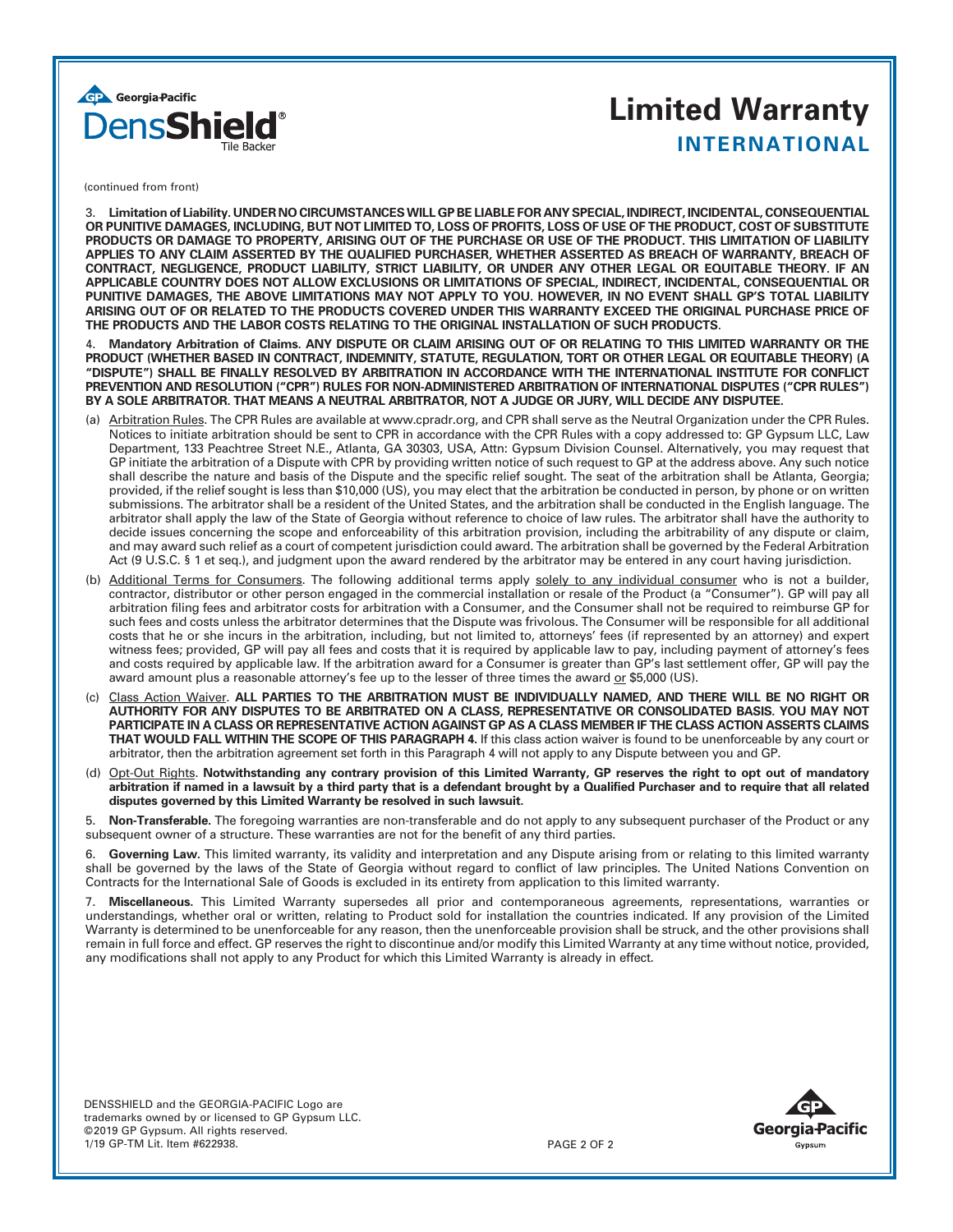# Limited Warranty

## INTERNATIONAL

(continued from front)

3. **Limitation of Liability. UNDER NO CIRCUMSTANCES WILL GP BE LIABLE FOR ANY SPECIAL, INDIRECT, INCIDENTAL, CONSEQUENTIAL OR PUNITIVE DAMAGES, INCLUDING, BUT NOT LIMITED TO, LOSS OF PROFITS, LOSS OF USE OF THE PRODUCT, COST OF SUBSTITUTE PRODUCTS OR DAMAGE TO PROPERTY, ARISING OUT OF THE PURCHASE OR USE OF THE PRODUCT. THIS LIMITATION OF LIABILITY APPLIES TO ANY CLAIM ASSERTED BY THE QUALIFIED PURCHASER, WHETHER ASSERTED AS BREACH OF WARRANTY, BREACH OF CONTRACT, NEGLIGENCE, PRODUCT LIABILITY, STRICT LIABILITY, OR UNDER ANY OTHER LEGAL OR EQUITABLE THEORY. IF AN APPLICABLE COUNTRY DOES NOT ALLOW EXCLUSIONS OR LIMITATIONS OF SPECIAL, INDIRECT, INCIDENTAL, CONSEQUENTIAL OR PUNITIVE DAMAGES, THE ABOVE LIMITATIONS MAY NOT APPLY TO YOU. HOWEVER, IN NO EVENT SHALL GP'S TOTAL LIABILITY ARISING OUT OF OR RELATED TO THE PRODUCTS COVERED UNDER THIS WARRANTY EXCEED THE ORIGINAL PURCHASE PRICE OF THE PRODUCTS AND THE LABOR COSTS RELATING TO THE ORIGINAL INSTALLATION OF SUCH PRODUCTS**.

4. **Mandatory Arbitration of Claims. ANY DISPUTE OR CLAIM ARISING OUT OF OR RELATING TO THIS LIMITED WARRANTY OR THE PRODUCT (WHETHER BASED IN CONTRACT, INDEMNITY, STATUTE, REGULATION, TORT OR OTHER LEGAL OR EQUITABLE THEORY) (A "DISPUTE") SHALL BE FINALLY RESOLVED BY ARBITRATION IN ACCORDANCE WITH THE INTERNATIONAL INSTITUTE FOR CONFLICT PREVENTION AND RESOLUTION ("CPR") RULES FOR NON-ADMINISTERED ARBITRATION OF INTERNATIONAL DISPUTES ("CPR RULES") BY A SOLE ARBITRATOR. THAT MEANS A NEUTRAL ARBITRATOR, NOT A JUDGE OR JURY, WILL DECIDE ANY DISPUTEE.**

(a) Arbitration Rules. The CPR Rules are available at www.cpradr.org, and CPR shall serve as the Neutral Organization under the CPR Rules. Notices to initiate arbitration should be sent to CPR in accordance with the CPR Rules with a copy addressed to: GP Gypsum LLC, Law Department, 133 Peachtree Street N.E., Atlanta, GA 30303, USA, Attn: Gypsum Division Counsel. Alternatively, you may request that GP initiate the arbitration of a Dispute with CPR by providing written notice of such request to GP at the address above. Any such notice shall describe the nature and basis of the Dispute and the specific relief sought. The seat of the arbitration shall be Atlanta, Georgia; provided, if the relief sought is less than $10,000 (US), you may elect that the arbitration be conducted in person, by phone or on written submissions. The arbitrator shall be a resident of the United States, and the arbitration shall be conducted in the English language. The arbitrator shall apply the law of the State of Georgia without reference to choice of law rules. The arbitrator shall have the authority to decide issues concerning the scope and enforceability of this arbitration provision, including the arbitrability of any dispute or claim, and may award such relief as a court of competent jurisdiction could award. The arbitration shall be governed by the Federal Arbitration Act (9 U.S.C. § 1 et seq.), and judgment upon the award rendered by the arbitrator may be entered in any court having jurisdiction.

(b) Additional Terms for Consumers. The following additional terms apply solely to any individual consumer who is not a builder, contractor, distributor or other person engaged in the commercial installation or resale of the Product (a "Consumer"). GP will pay all arbitration filing fees and arbitrator costs for arbitration with a Consumer, and the Consumer shall not be required to reimburse GP for such fees and costs unless the arbitrator determines that the Dispute was frivolous. The Consumer will be responsible for all additional costs that he or she incurs in the arbitration, including, but not limited to, attorneys' fees (if represented by an attorney) and expert witness fees; provided, GP will pay all fees and costs that it is required by applicable law to pay, including payment of attorney's fees and costs required by applicable law. If the arbitration award for a Consumer is greater than GP's last settlement offer, GP will pay the award amount plus a reasonable attorney's fee up to the lesser of three times the award or $5,000 (US).

(c) Class Action Waiver. **ALL PARTIES TO THE ARBITRATION MUST BE INDIVIDUALLY NAMED, AND THERE WILL BE NO RIGHT OR AUTHORITY FOR ANY DISPUTES TO BE ARBITRATED ON A CLASS, REPRESENTATIVE OR CONSOLIDATED BASIS. YOU MAY NOT PARTICIPATE IN A CLASS OR REPRESENTATIVE ACTION AGAINST GP AS A CLASS MEMBER IF THE CLASS ACTION ASSERTS CLAIMS THAT WOULD FALL WITHIN THE SCOPE OF THIS PARAGRAPH 4.** If this class action waiver is found to be unenforceable by any court or arbitrator, then the arbitration agreement set forth in this Paragraph 4 will not apply to any Dispute between you and GP.

(d) Opt-Out Rights. **Notwithstanding any contrary provision of this Limited Warranty, GP reserves the right to opt out of mandatory arbitration if named in a lawsuit by a third party that is a defendant brought by a Qualified Purchaser and to require that all related disputes governed by this Limited Warranty be resolved in such lawsuit.**

5. **Non-Transferable.** The foregoing warranties are non-transferable and do not apply to any subsequent purchaser of the Product or any subsequent owner of a structure. These warranties are not for the benefit of any third parties.

6. **Governing Law.** This limited warranty, its validity and interpretation and any Dispute arising from or relating to this limited warranty shall be governed by the laws of the State of Georgia without regard to conflict of law principles. The United Nations Convention on Contracts for the International Sale of Goods is excluded in its entirety from application to this limited warranty.

7. **Miscellaneous.** This Limited Warranty supersedes all prior and contemporaneous agreements, representations, warranties or understandings, whether oral or written, relating to Product sold for installation the countries indicated. If any provision of the Limited Warranty is determined to be unenforceable for any reason, then the unenforceable provision shall be struck, and the other provisions shall remain in full force and effect. GP reserves the right to discontinue and/or modify this Limited Warranty at any time without notice, provided, any modifications shall not apply to any Product for which this Limited Warranty is already in effect.

DENSSHIELD and the GEORGIA-PACIFIC Logo are trademarks owned by or licensed to GP Gypsum LLC.
©2019 GP Gypsum. All rights reserved.
1/19 GP-TM Lit. Item #622938.